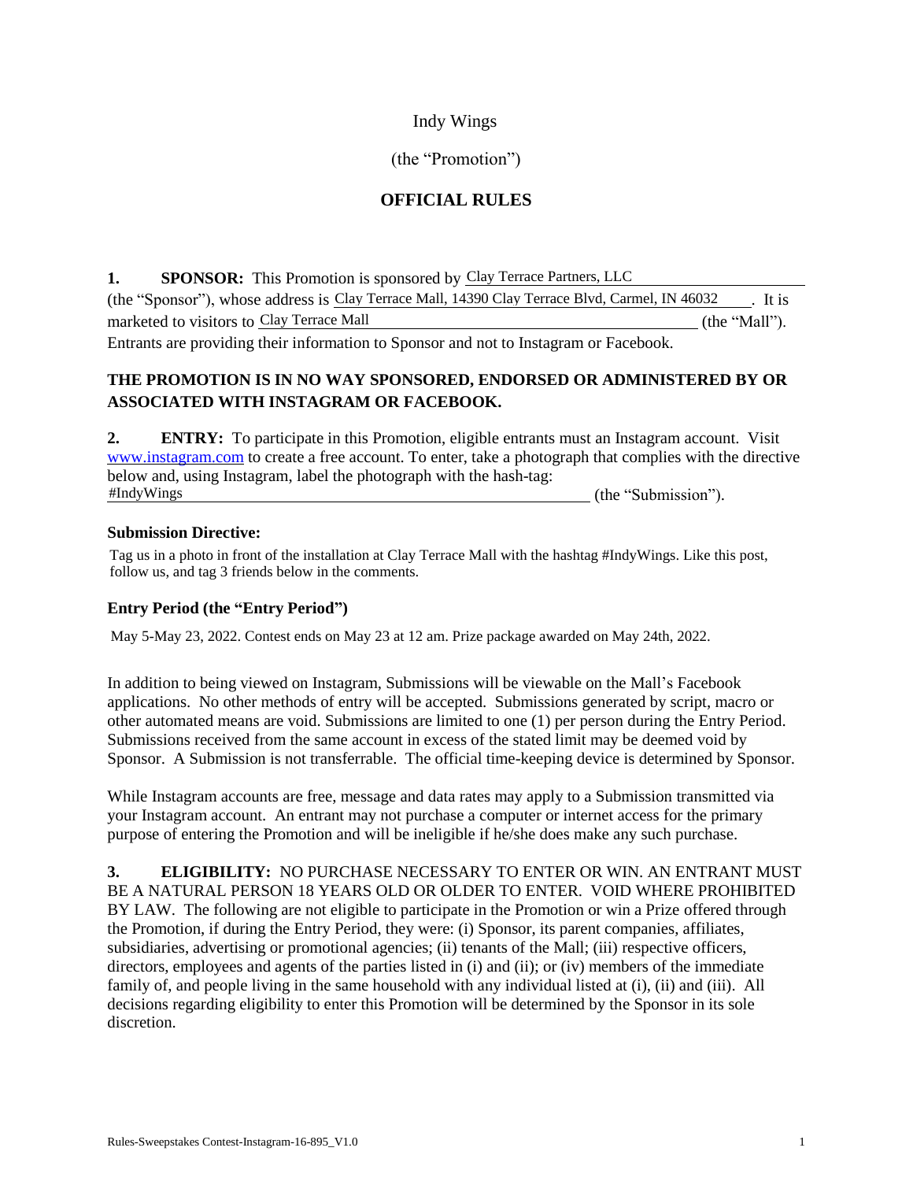Indy Wings

(the "Promotion")

# OFFICIAL RULES

**1. SPONSOR:** This Promotion is sponsored by Clay Terrace Partners, LLC (the "Sponsor"), whose address is Clay Terrace Mall, 14390 Clay Terrace Blvd, Carmel, IN 46032. It is marketed to visitors to Clay Terrace Mall (the "Mall"). Entrants are providing their information to Sponsor and not to Instagram or Facebook.

**THE PROMOTION IS IN NO WAY SPONSORED, ENDORSED OR ADMINISTERED BY OR ASSOCIATED WITH INSTAGRAM OR FACEBOOK.**

**2. ENTRY:** To participate in this Promotion, eligible entrants must an Instagram account. Visit www.instagram.com to create a free account. To enter, take a photograph that complies with the directive below and, using Instagram, label the photograph with the hash-tag: #IndyWings (the "Submission").

**Submission Directive:**

Tag us in a photo in front of the installation at Clay Terrace Mall with the hashtag #IndyWings. Like this post, follow us, and tag 3 friends below in the comments.

**Entry Period (the "Entry Period")**

May 5-May 23, 2022. Contest ends on May 23 at 12 am. Prize package awarded on May 24th, 2022.

In addition to being viewed on Instagram, Submissions will be viewable on the Mall's Facebook applications. No other methods of entry will be accepted. Submissions generated by script, macro or other automated means are void. Submissions are limited to one (1) per person during the Entry Period. Submissions received from the same account in excess of the stated limit may be deemed void by Sponsor. A Submission is not transferrable. The official time-keeping device is determined by Sponsor.

While Instagram accounts are free, message and data rates may apply to a Submission transmitted via your Instagram account. An entrant may not purchase a computer or internet access for the primary purpose of entering the Promotion and will be ineligible if he/she does make any such purchase.

**3. ELIGIBILITY:** NO PURCHASE NECESSARY TO ENTER OR WIN. AN ENTRANT MUST BE A NATURAL PERSON 18 YEARS OLD OR OLDER TO ENTER. VOID WHERE PROHIBITED BY LAW. The following are not eligible to participate in the Promotion or win a Prize offered through the Promotion, if during the Entry Period, they were: (i) Sponsor, its parent companies, affiliates, subsidiaries, advertising or promotional agencies; (ii) tenants of the Mall; (iii) respective officers, directors, employees and agents of the parties listed in (i) and (ii); or (iv) members of the immediate family of, and people living in the same household with any individual listed at (i), (ii) and (iii). All decisions regarding eligibility to enter this Promotion will be determined by the Sponsor in its sole discretion.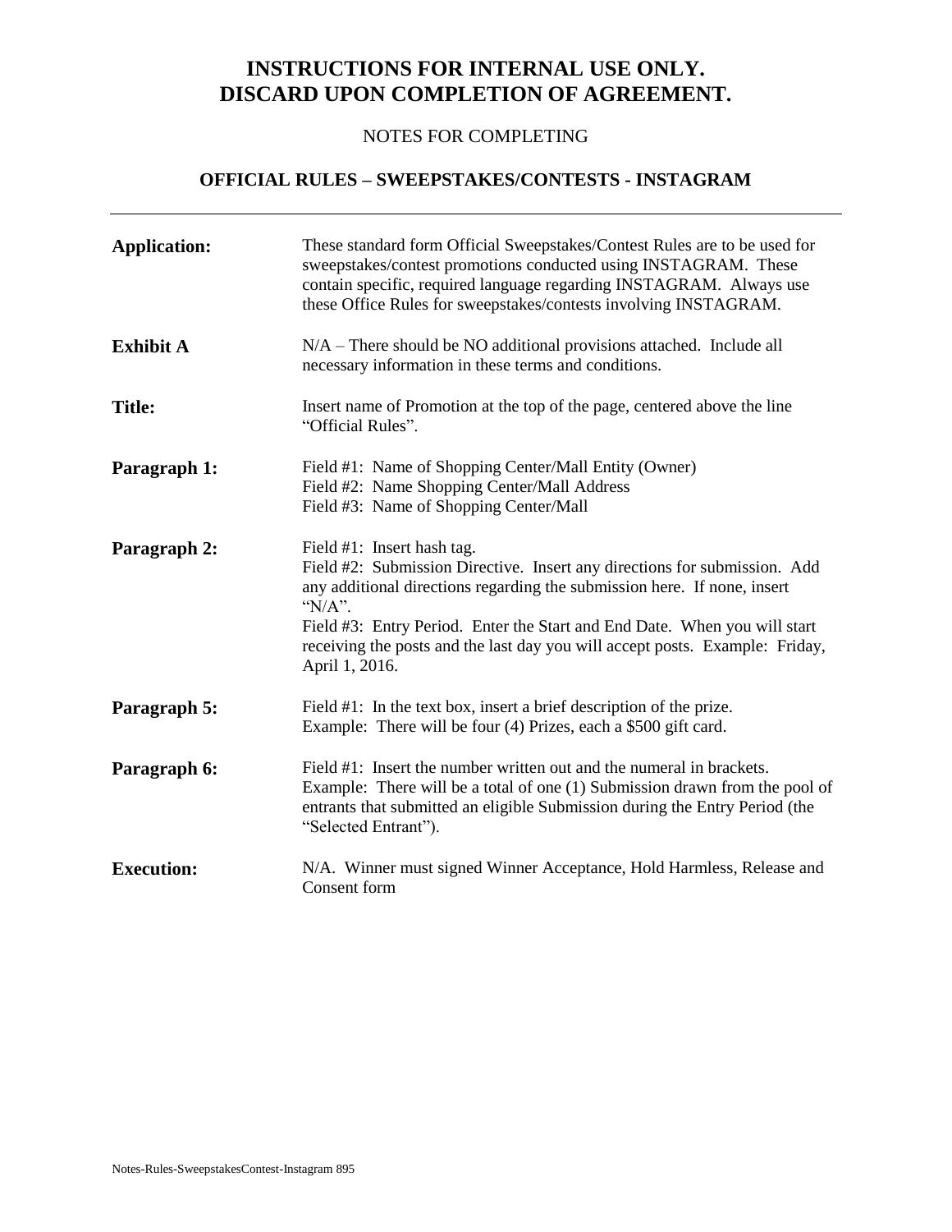# INSTRUCTIONS FOR INTERNAL USE ONLY.
# DISCARD UPON COMPLETION OF AGREEMENT.

NOTES FOR COMPLETING

## OFFICIAL RULES – SWEEPSTAKES/CONTESTS - INSTAGRAM

---

**Application:** These standard form Official Sweepstakes/Contest Rules are to be used for sweepstakes/contest promotions conducted using INSTAGRAM. These contain specific, required language regarding INSTAGRAM. Always use these Office Rules for sweepstakes/contests involving INSTAGRAM.

**Exhibit A** N/A – There should be NO additional provisions attached. Include all necessary information in these terms and conditions.

**Title:** Insert name of Promotion at the top of the page, centered above the line "Official Rules".

**Paragraph 1:**
Field #1: Name of Shopping Center/Mall Entity (Owner)
Field #2: Name Shopping Center/Mall Address
Field #3: Name of Shopping Center/Mall

**Paragraph 2:**
Field #1: Insert hash tag.
Field #2: Submission Directive. Insert any directions for submission. Add any additional directions regarding the submission here. If none, insert "N/A".
Field #3: Entry Period. Enter the Start and End Date. When you will start receiving the posts and the last day you will accept posts. Example: Friday, April 1, 2016.

**Paragraph 5:**
Field #1: In the text box, insert a brief description of the prize.
Example: There will be four (4) Prizes, each a $500 gift card.

**Paragraph 6:**
Field #1: Insert the number written out and the numeral in brackets.
Example: There will be a total of one (1) Submission drawn from the pool of entrants that submitted an eligible Submission during the Entry Period (the "Selected Entrant").

**Execution:** N/A. Winner must signed Winner Acceptance, Hold Harmless, Release and Consent form

Notes-Rules-SweepstakesContest-Instagram 895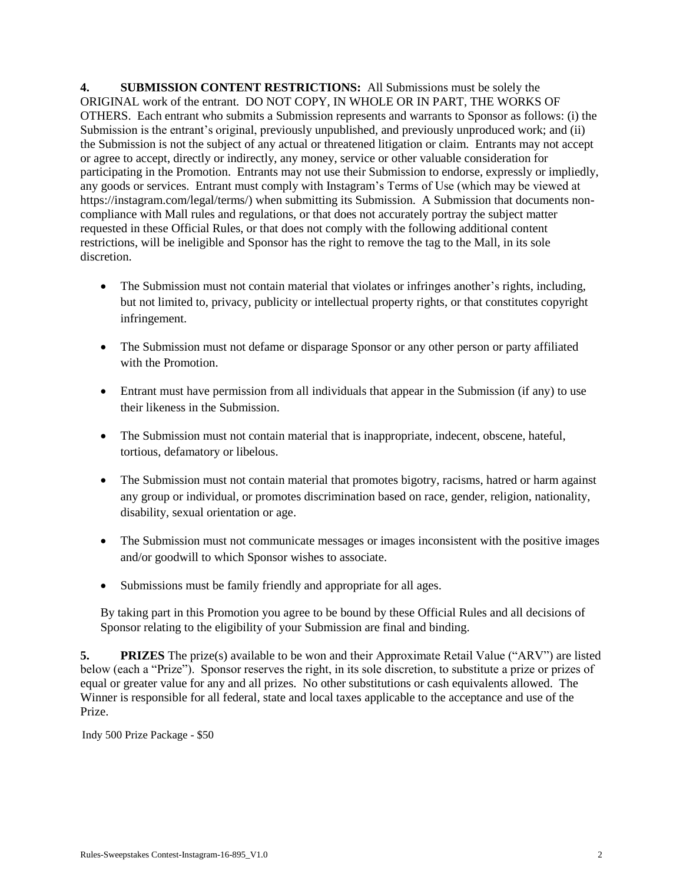**4. SUBMISSION CONTENT RESTRICTIONS:** All Submissions must be solely the ORIGINAL work of the entrant. DO NOT COPY, IN WHOLE OR IN PART, THE WORKS OF OTHERS. Each entrant who submits a Submission represents and warrants to Sponsor as follows: (i) the Submission is the entrant's original, previously unpublished, and previously unproduced work; and (ii) the Submission is not the subject of any actual or threatened litigation or claim. Entrants may not accept or agree to accept, directly or indirectly, any money, service or other valuable consideration for participating in the Promotion. Entrants may not use their Submission to endorse, expressly or impliedly, any goods or services. Entrant must comply with Instagram's Terms of Use (which may be viewed at https://instagram.com/legal/terms/) when submitting its Submission. A Submission that documents non-compliance with Mall rules and regulations, or that does not accurately portray the subject matter requested in these Official Rules, or that does not comply with the following additional content restrictions, will be ineligible and Sponsor has the right to remove the tag to the Mall, in its sole discretion.

- The Submission must not contain material that violates or infringes another's rights, including, but not limited to, privacy, publicity or intellectual property rights, or that constitutes copyright infringement.
- The Submission must not defame or disparage Sponsor or any other person or party affiliated with the Promotion.
- Entrant must have permission from all individuals that appear in the Submission (if any) to use their likeness in the Submission.
- The Submission must not contain material that is inappropriate, indecent, obscene, hateful, tortious, defamatory or libelous.
- The Submission must not contain material that promotes bigotry, racisms, hatred or harm against any group or individual, or promotes discrimination based on race, gender, religion, nationality, disability, sexual orientation or age.
- The Submission must not communicate messages or images inconsistent with the positive images and/or goodwill to which Sponsor wishes to associate.
- Submissions must be family friendly and appropriate for all ages.

By taking part in this Promotion you agree to be bound by these Official Rules and all decisions of Sponsor relating to the eligibility of your Submission are final and binding.

**5. PRIZES** The prize(s) available to be won and their Approximate Retail Value ("ARV") are listed below (each a "Prize"). Sponsor reserves the right, in its sole discretion, to substitute a prize or prizes of equal or greater value for any and all prizes. No other substitutions or cash equivalents allowed. The Winner is responsible for all federal, state and local taxes applicable to the acceptance and use of the Prize.

Indy 500 Prize Package - $50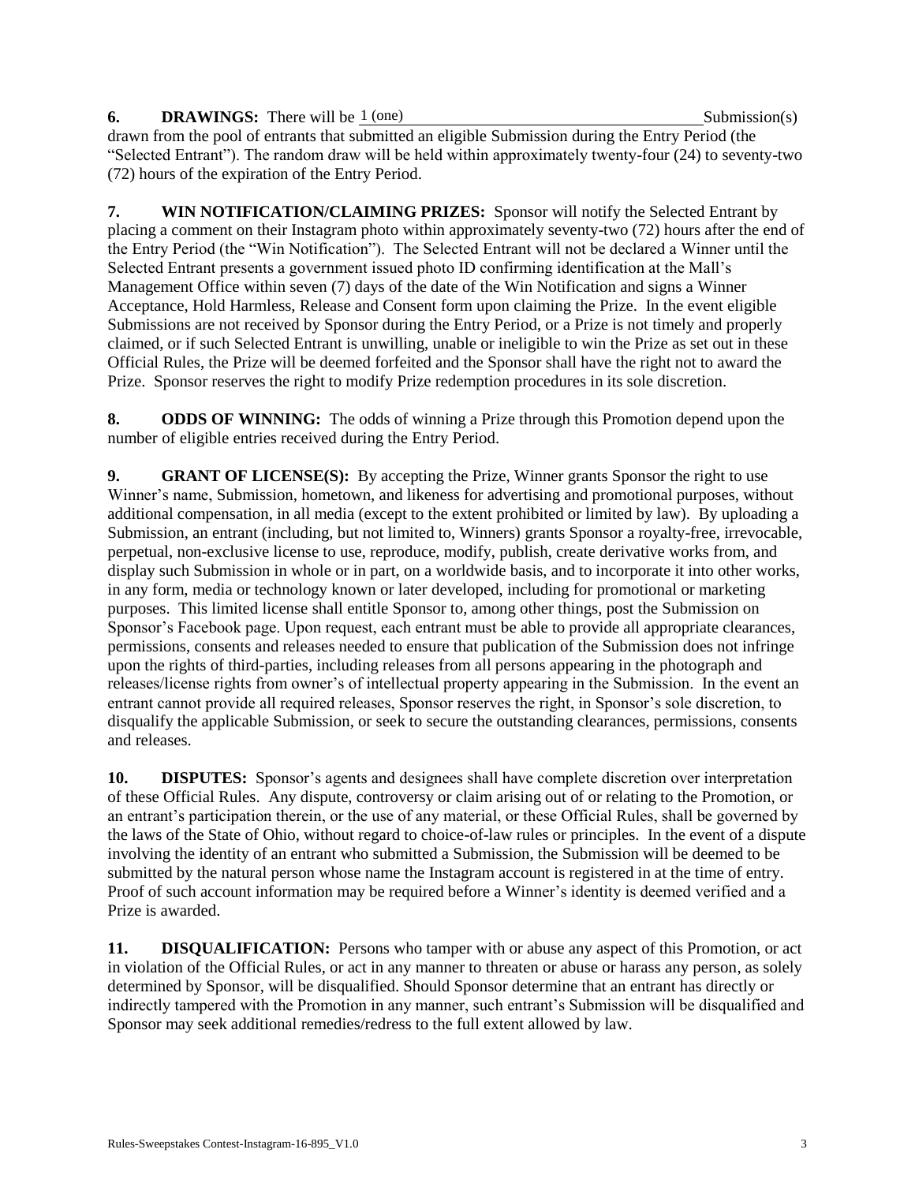**6. DRAWINGS:** There will be 1 (one) Submission(s) drawn from the pool of entrants that submitted an eligible Submission during the Entry Period (the "Selected Entrant"). The random draw will be held within approximately twenty-four (24) to seventy-two (72) hours of the expiration of the Entry Period.

**7. WIN NOTIFICATION/CLAIMING PRIZES:** Sponsor will notify the Selected Entrant by placing a comment on their Instagram photo within approximately seventy-two (72) hours after the end of the Entry Period (the "Win Notification"). The Selected Entrant will not be declared a Winner until the Selected Entrant presents a government issued photo ID confirming identification at the Mall's Management Office within seven (7) days of the date of the Win Notification and signs a Winner Acceptance, Hold Harmless, Release and Consent form upon claiming the Prize. In the event eligible Submissions are not received by Sponsor during the Entry Period, or a Prize is not timely and properly claimed, or if such Selected Entrant is unwilling, unable or ineligible to win the Prize as set out in these Official Rules, the Prize will be deemed forfeited and the Sponsor shall have the right not to award the Prize. Sponsor reserves the right to modify Prize redemption procedures in its sole discretion.

**8. ODDS OF WINNING:** The odds of winning a Prize through this Promotion depend upon the number of eligible entries received during the Entry Period.

**9. GRANT OF LICENSE(S):** By accepting the Prize, Winner grants Sponsor the right to use Winner's name, Submission, hometown, and likeness for advertising and promotional purposes, without additional compensation, in all media (except to the extent prohibited or limited by law). By uploading a Submission, an entrant (including, but not limited to, Winners) grants Sponsor a royalty-free, irrevocable, perpetual, non-exclusive license to use, reproduce, modify, publish, create derivative works from, and display such Submission in whole or in part, on a worldwide basis, and to incorporate it into other works, in any form, media or technology known or later developed, including for promotional or marketing purposes. This limited license shall entitle Sponsor to, among other things, post the Submission on Sponsor's Facebook page. Upon request, each entrant must be able to provide all appropriate clearances, permissions, consents and releases needed to ensure that publication of the Submission does not infringe upon the rights of third-parties, including releases from all persons appearing in the photograph and releases/license rights from owner's of intellectual property appearing in the Submission. In the event an entrant cannot provide all required releases, Sponsor reserves the right, in Sponsor's sole discretion, to disqualify the applicable Submission, or seek to secure the outstanding clearances, permissions, consents and releases.

**10. DISPUTES:** Sponsor's agents and designees shall have complete discretion over interpretation of these Official Rules. Any dispute, controversy or claim arising out of or relating to the Promotion, or an entrant's participation therein, or the use of any material, or these Official Rules, shall be governed by the laws of the State of Ohio, without regard to choice-of-law rules or principles. In the event of a dispute involving the identity of an entrant who submitted a Submission, the Submission will be deemed to be submitted by the natural person whose name the Instagram account is registered in at the time of entry. Proof of such account information may be required before a Winner's identity is deemed verified and a Prize is awarded.

**11. DISQUALIFICATION:** Persons who tamper with or abuse any aspect of this Promotion, or act in violation of the Official Rules, or act in any manner to threaten or abuse or harass any person, as solely determined by Sponsor, will be disqualified. Should Sponsor determine that an entrant has directly or indirectly tampered with the Promotion in any manner, such entrant's Submission will be disqualified and Sponsor may seek additional remedies/redress to the full extent allowed by law.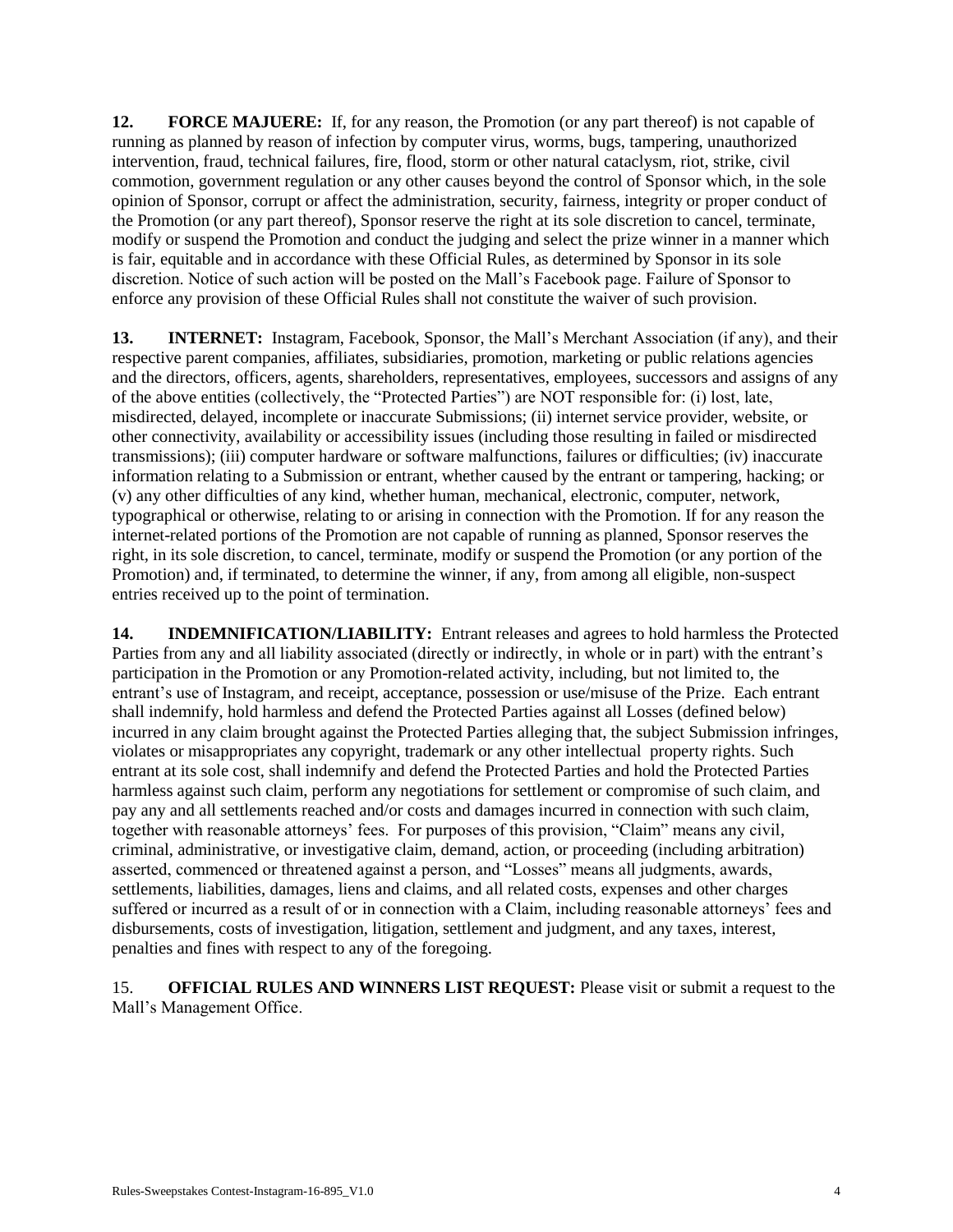**12. FORCE MAJUERE:** If, for any reason, the Promotion (or any part thereof) is not capable of running as planned by reason of infection by computer virus, worms, bugs, tampering, unauthorized intervention, fraud, technical failures, fire, flood, storm or other natural cataclysm, riot, strike, civil commotion, government regulation or any other causes beyond the control of Sponsor which, in the sole opinion of Sponsor, corrupt or affect the administration, security, fairness, integrity or proper conduct of the Promotion (or any part thereof), Sponsor reserve the right at its sole discretion to cancel, terminate, modify or suspend the Promotion and conduct the judging and select the prize winner in a manner which is fair, equitable and in accordance with these Official Rules, as determined by Sponsor in its sole discretion. Notice of such action will be posted on the Mall's Facebook page. Failure of Sponsor to enforce any provision of these Official Rules shall not constitute the waiver of such provision.

**13. INTERNET:** Instagram, Facebook, Sponsor, the Mall's Merchant Association (if any), and their respective parent companies, affiliates, subsidiaries, promotion, marketing or public relations agencies and the directors, officers, agents, shareholders, representatives, employees, successors and assigns of any of the above entities (collectively, the "Protected Parties") are NOT responsible for: (i) lost, late, misdirected, delayed, incomplete or inaccurate Submissions; (ii) internet service provider, website, or other connectivity, availability or accessibility issues (including those resulting in failed or misdirected transmissions); (iii) computer hardware or software malfunctions, failures or difficulties; (iv) inaccurate information relating to a Submission or entrant, whether caused by the entrant or tampering, hacking; or (v) any other difficulties of any kind, whether human, mechanical, electronic, computer, network, typographical or otherwise, relating to or arising in connection with the Promotion. If for any reason the internet-related portions of the Promotion are not capable of running as planned, Sponsor reserves the right, in its sole discretion, to cancel, terminate, modify or suspend the Promotion (or any portion of the Promotion) and, if terminated, to determine the winner, if any, from among all eligible, non-suspect entries received up to the point of termination.

**14. INDEMNIFICATION/LIABILITY:** Entrant releases and agrees to hold harmless the Protected Parties from any and all liability associated (directly or indirectly, in whole or in part) with the entrant's participation in the Promotion or any Promotion-related activity, including, but not limited to, the entrant's use of Instagram, and receipt, acceptance, possession or use/misuse of the Prize. Each entrant shall indemnify, hold harmless and defend the Protected Parties against all Losses (defined below) incurred in any claim brought against the Protected Parties alleging that, the subject Submission infringes, violates or misappropriates any copyright, trademark or any other intellectual property rights. Such entrant at its sole cost, shall indemnify and defend the Protected Parties and hold the Protected Parties harmless against such claim, perform any negotiations for settlement or compromise of such claim, and pay any and all settlements reached and/or costs and damages incurred in connection with such claim, together with reasonable attorneys' fees. For purposes of this provision, "Claim" means any civil, criminal, administrative, or investigative claim, demand, action, or proceeding (including arbitration) asserted, commenced or threatened against a person, and "Losses" means all judgments, awards, settlements, liabilities, damages, liens and claims, and all related costs, expenses and other charges suffered or incurred as a result of or in connection with a Claim, including reasonable attorneys' fees and disbursements, costs of investigation, litigation, settlement and judgment, and any taxes, interest, penalties and fines with respect to any of the foregoing.

15. **OFFICIAL RULES AND WINNERS LIST REQUEST:** Please visit or submit a request to the Mall's Management Office.